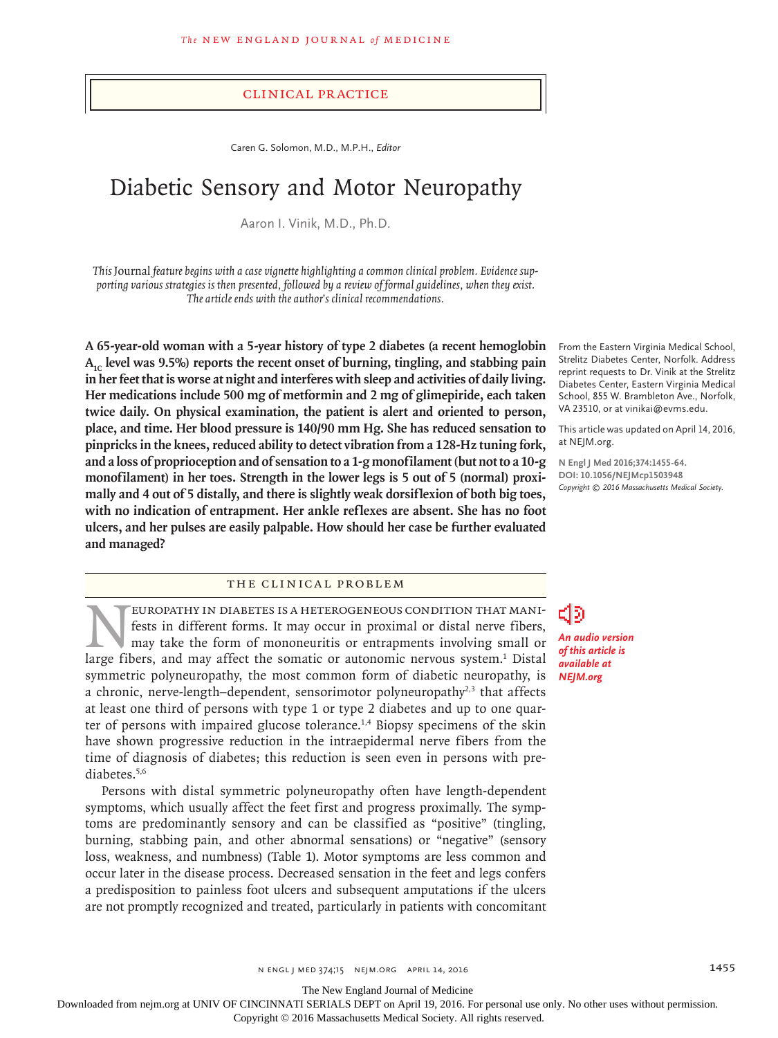CLINICAL PRACTICE

Caren G. Solomon, M.D., M.P.H., *Editor*

# Diabetic Sensory and Motor Neuropathy

Aaron I. Vinik, M.D., Ph.D.

*This* Journal *feature begins with a case vignette highlighting a common clinical problem. Evidence supporting various strategies is then presented, followed by a review of formal guidelines, when they exist. The article ends with the author's clinical recommendations.*

**A 65-year-old woman with a 5-year history of type 2 diabetes (a recent hemoglobin $A_{1c}$ level was 9.5%) reports the recent onset of burning, tingling, and stabbing pain in her feet that is worse at night and interferes with sleep and activities of daily living. Her medications include 500 mg of metformin and 2 mg of glimepiride, each taken twice daily. On physical examination, the patient is alert and oriented to person, place, and time. Her blood pressure is 140/90 mm Hg. She has reduced sensation to pinpricks in the knees, reduced ability to detect vibration from a 128-Hz tuning fork, and a loss of proprioception and of sensation to a 1-g monofilament (but not to a 10-g monofilament) in her toes. Strength in the lower legs is 5 out of 5 (normal) proximally and 4 out of 5 distally, and there is slightly weak dorsiflexion of both big toes, with no indication of entrapment. Her ankle reflexes are absent. She has no foot ulcers, and her pulses are easily palpable. How should her case be further evaluated and managed?**

From the Eastern Virginia Medical School, Strelitz Diabetes Center, Norfolk. Address reprint requests to Dr. Vinik at the Strelitz Diabetes Center, Eastern Virginia Medical School, 855 W. Brambleton Ave., Norfolk, VA 23510, or at vinikai@evms.edu.

This article was updated on April 14, 2016, at NEJM.org.

**N Engl J Med 2016;374:1455-64.**
**DOI: 10.1056/NEJMcp1503948**
*Copyright © 2016 Massachusetts Medical Society.*

*An audio version of this article is available at NEJM.org*

## THE CLINICAL PROBLEM

Neuropathy in diabetes is a heterogeneous condition that manifests in different forms. It may occur in proximal or distal nerve fibers, may take the form of mononeuritis or entrapments involving small or large fibers, and may affect the somatic or autonomic nervous system.[1] Distal symmetric polyneuropathy, the most common form of diabetic neuropathy, is a chronic, nerve-length–dependent, sensorimotor polyneuropathy[2,3] that affects at least one third of persons with type 1 or type 2 diabetes and up to one quarter of persons with impaired glucose tolerance.[1,4] Biopsy specimens of the skin have shown progressive reduction in the intraepidermal nerve fibers from the time of diagnosis of diabetes; this reduction is seen even in persons with prediabetes.[5,6]

Persons with distal symmetric polyneuropathy often have length-dependent symptoms, which usually affect the feet first and progress proximally. The symptoms are predominantly sensory and can be classified as "positive" (tingling, burning, stabbing pain, and other abnormal sensations) or "negative" (sensory loss, weakness, and numbness) (Table 1). Motor symptoms are less common and occur later in the disease process. Decreased sensation in the feet and legs confers a predisposition to painless foot ulcers and subsequent amputations if the ulcers are not promptly recognized and treated, particularly in patients with concomitant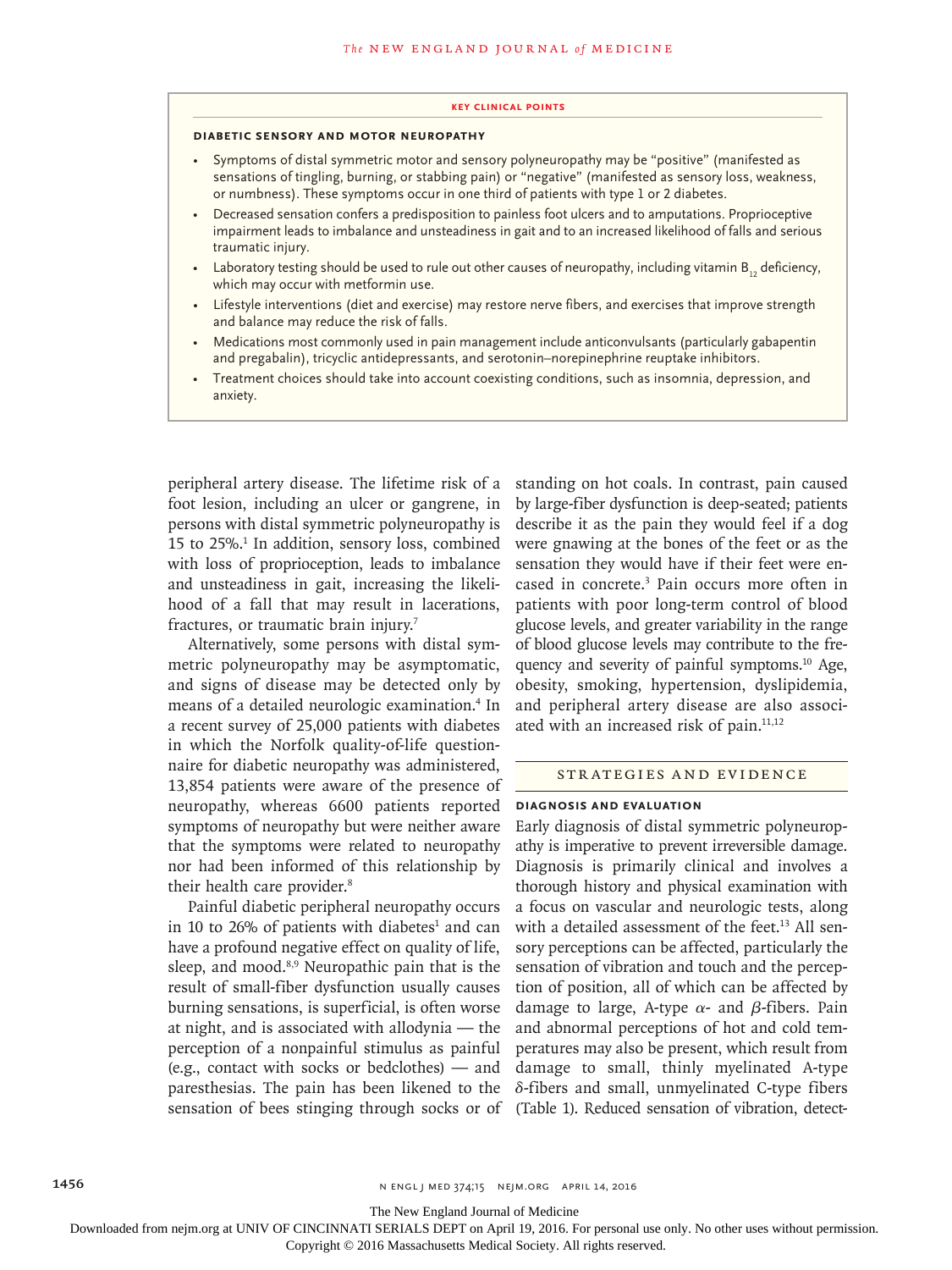### KEY CLINICAL POINTS

#### DIABETIC SENSORY AND MOTOR NEUROPATHY

- Symptoms of distal symmetric motor and sensory polyneuropathy may be "positive" (manifested as sensations of tingling, burning, or stabbing pain) or "negative" (manifested as sensory loss, weakness, or numbness). These symptoms occur in one third of patients with type 1 or 2 diabetes.
- Decreased sensation confers a predisposition to painless foot ulcers and to amputations. Proprioceptive impairment leads to imbalance and unsteadiness in gait and to an increased likelihood of falls and serious traumatic injury.
- Laboratory testing should be used to rule out other causes of neuropathy, including vitamin $B_{12}$ deficiency, which may occur with metformin use.
- Lifestyle interventions (diet and exercise) may restore nerve fibers, and exercises that improve strength and balance may reduce the risk of falls.
- Medications most commonly used in pain management include anticonvulsants (particularly gabapentin and pregabalin), tricyclic antidepressants, and serotonin–norepinephrine reuptake inhibitors.
- Treatment choices should take into account coexisting conditions, such as insomnia, depression, and anxiety.

peripheral artery disease. The lifetime risk of a foot lesion, including an ulcer or gangrene, in persons with distal symmetric polyneuropathy is 15 to 25%.[1] In addition, sensory loss, combined with loss of proprioception, leads to imbalance and unsteadiness in gait, increasing the likelihood of a fall that may result in lacerations, fractures, or traumatic brain injury.[7]

Alternatively, some persons with distal symmetric polyneuropathy may be asymptomatic, and signs of disease may be detected only by means of a detailed neurologic examination.[4] In a recent survey of 25,000 patients with diabetes in which the Norfolk quality-of-life questionnaire for diabetic neuropathy was administered, 13,854 patients were aware of the presence of neuropathy, whereas 6600 patients reported symptoms of neuropathy but were neither aware that the symptoms were related to neuropathy nor had been informed of this relationship by their health care provider.[8]

Painful diabetic peripheral neuropathy occurs in 10 to 26% of patients with diabetes[1] and can have a profound negative effect on quality of life, sleep, and mood.[8,9] Neuropathic pain that is the result of small-fiber dysfunction usually causes burning sensations, is superficial, is often worse at night, and is associated with allodynia — the perception of a nonpainful stimulus as painful (e.g., contact with socks or bedclothes) — and paresthesias. The pain has been likened to the sensation of bees stinging through socks or of standing on hot coals. In contrast, pain caused by large-fiber dysfunction is deep-seated; patients describe it as the pain they would feel if a dog were gnawing at the bones of the feet or as the sensation they would have if their feet were encased in concrete.[3] Pain occurs more often in patients with poor long-term control of blood glucose levels, and greater variability in the range of blood glucose levels may contribute to the frequency and severity of painful symptoms.[10] Age, obesity, smoking, hypertension, dyslipidemia, and peripheral artery disease are also associated with an increased risk of pain.[11,12]

## STRATEGIES AND EVIDENCE

### DIAGNOSIS AND EVALUATION

Early diagnosis of distal symmetric polyneuropathy is imperative to prevent irreversible damage. Diagnosis is primarily clinical and involves a thorough history and physical examination with a focus on vascular and neurologic tests, along with a detailed assessment of the feet.[13] All sensory perceptions can be affected, particularly the sensation of vibration and touch and the perception of position, all of which can be affected by damage to large, A-type $\alpha$- and $\beta$-fibers. Pain and abnormal perceptions of hot and cold temperatures may also be present, which result from damage to small, thinly myelinated A-type $\delta$-fibers and small, unmyelinated C-type fibers (Table 1). Reduced sensation of vibration, detect-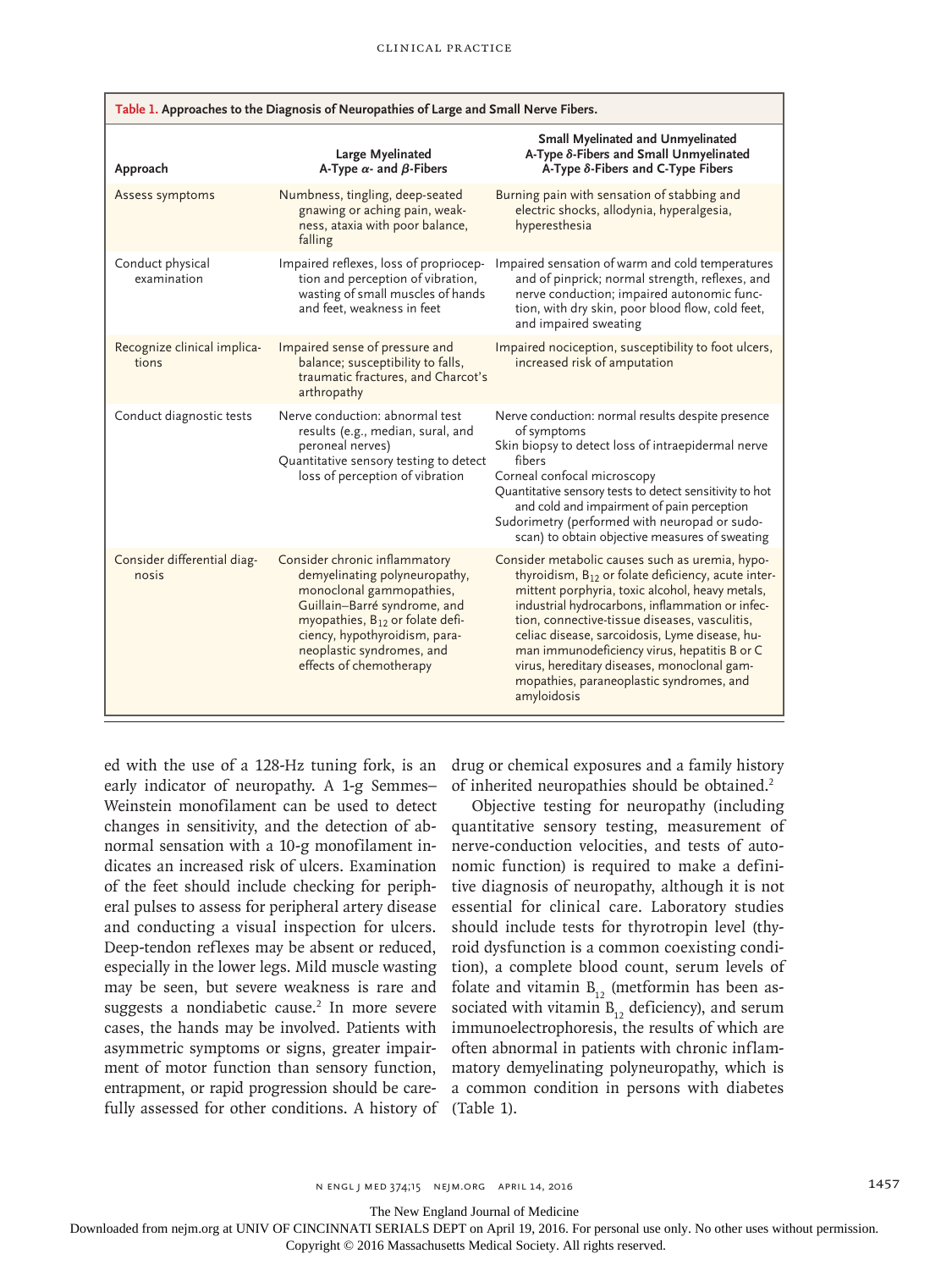**Table 1. Approaches to the Diagnosis of Neuropathies of Large and Small Nerve Fibers.**

| Approach | Large Myelinated A-Type α- and β-Fibers | Small Myelinated and Unmyelinated A-Type δ-Fibers and Small Unmyelinated A-Type δ-Fibers and C-Type Fibers |
|---|---|---|
| Assess symptoms | Numbness, tingling, deep-seated gnawing or aching pain, weakness, ataxia with poor balance, falling | Burning pain with sensation of stabbing and electric shocks, allodynia, hyperalgesia, hyperesthesia |
| Conduct physical examination | Impaired reflexes, loss of proprioception and perception of vibration, wasting of small muscles of hands and feet, weakness in feet | Impaired sensation of warm and cold temperatures and of pinprick; normal strength, reflexes, and nerve conduction; impaired autonomic function, with dry skin, poor blood flow, cold feet, and impaired sweating |
| Recognize clinical implications | Impaired sense of pressure and balance; susceptibility to falls, traumatic fractures, and Charcot's arthropathy | Impaired nociception, susceptibility to foot ulcers, increased risk of amputation |
| Conduct diagnostic tests | Nerve conduction: abnormal test results (e.g., median, sural, and peroneal nerves)<br>Quantitative sensory testing to detect loss of perception of vibration | Nerve conduction: normal results despite presence of symptoms<br>Skin biopsy to detect loss of intraepidermal nerve fibers<br>Corneal confocal microscopy<br>Quantitative sensory tests to detect sensitivity to hot and cold and impairment of pain perception<br>Sudorimetry (performed with neuropad or sudoscan) to obtain objective measures of sweating |
| Consider differential diagnosis | Consider chronic inflammatory demyelinating polyneuropathy, monoclonal gammopathies, Guillain–Barré syndrome, and myopathies, $B_{12}$ or folate deficiency, hypothyroidism, paraneoplastic syndromes, and effects of chemotherapy | Consider metabolic causes such as uremia, hypothyroidism, $B_{12}$ or folate deficiency, acute intermittent porphyria, toxic alcohol, heavy metals, industrial hydrocarbons, inflammation or infection, connective-tissue diseases, vasculitis, celiac disease, sarcoidosis, Lyme disease, human immunodeficiency virus, hepatitis B or C virus, hereditary diseases, monoclonal gammopathies, paraneoplastic syndromes, and amyloidosis |

ed with the use of a 128-Hz tuning fork, is an early indicator of neuropathy. A 1-g Semmes–Weinstein monofilament can be used to detect changes in sensitivity, and the detection of abnormal sensation with a 10-g monofilament indicates an increased risk of ulcers. Examination of the feet should include checking for peripheral pulses to assess for peripheral artery disease and conducting a visual inspection for ulcers. Deep-tendon reflexes may be absent or reduced, especially in the lower legs. Mild muscle wasting may be seen, but severe weakness is rare and suggests a nondiabetic cause.[2] In more severe cases, the hands may be involved. Patients with asymmetric symptoms or signs, greater impairment of motor function than sensory function, entrapment, or rapid progression should be carefully assessed for other conditions. A history of drug or chemical exposures and a family history of inherited neuropathies should be obtained.[2]

Objective testing for neuropathy (including quantitative sensory testing, measurement of nerve-conduction velocities, and tests of autonomic function) is required to make a definitive diagnosis of neuropathy, although it is not essential for clinical care. Laboratory studies should include tests for thyrotropin level (thyroid dysfunction is a common coexisting condition), a complete blood count, serum levels of folate and vitamin $B_{12}$ (metformin has been associated with vitamin $B_{12}$ deficiency), and serum immunoelectrophoresis, the results of which are often abnormal in patients with chronic inflammatory demyelinating polyneuropathy, which is a common condition in persons with diabetes (Table 1).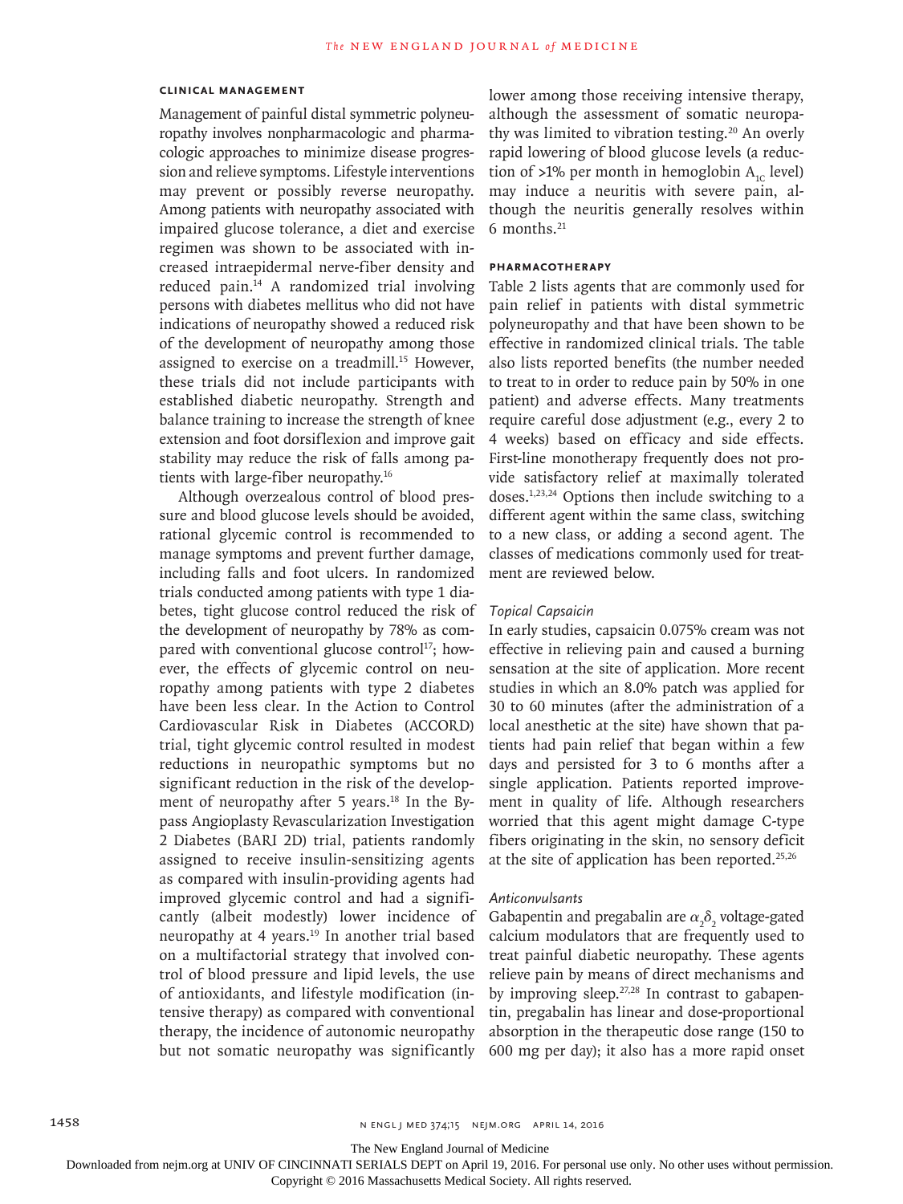## CLINICAL MANAGEMENT

Management of painful distal symmetric polyneuropathy involves nonpharmacologic and pharmacologic approaches to minimize disease progression and relieve symptoms. Lifestyle interventions may prevent or possibly reverse neuropathy. Among patients with neuropathy associated with impaired glucose tolerance, a diet and exercise regimen was shown to be associated with increased intraepidermal nerve-fiber density and reduced pain.[14] A randomized trial involving persons with diabetes mellitus who did not have indications of neuropathy showed a reduced risk of the development of neuropathy among those assigned to exercise on a treadmill.[15] However, these trials did not include participants with established diabetic neuropathy. Strength and balance training to increase the strength of knee extension and foot dorsiflexion and improve gait stability may reduce the risk of falls among patients with large-fiber neuropathy.[16]

Although overzealous control of blood pressure and blood glucose levels should be avoided, rational glycemic control is recommended to manage symptoms and prevent further damage, including falls and foot ulcers. In randomized trials conducted among patients with type 1 diabetes, tight glucose control reduced the risk of the development of neuropathy by 78% as compared with conventional glucose control[17]; however, the effects of glycemic control on neuropathy among patients with type 2 diabetes have been less clear. In the Action to Control Cardiovascular Risk in Diabetes (ACCORD) trial, tight glycemic control resulted in modest reductions in neuropathic symptoms but no significant reduction in the risk of the development of neuropathy after 5 years.[18] In the Bypass Angioplasty Revascularization Investigation 2 Diabetes (BARI 2D) trial, patients randomly assigned to receive insulin-sensitizing agents as compared with insulin-providing agents had improved glycemic control and had a significantly (albeit modestly) lower incidence of neuropathy at 4 years.[19] In another trial based on a multifactorial strategy that involved control of blood pressure and lipid levels, the use of antioxidants, and lifestyle modification (intensive therapy) as compared with conventional therapy, the incidence of autonomic neuropathy but not somatic neuropathy was significantly lower among those receiving intensive therapy, although the assessment of somatic neuropathy was limited to vibration testing.[20] An overly rapid lowering of blood glucose levels (a reduction of >1% per month in hemoglobin $A_{1C}$ level) may induce a neuritis with severe pain, although the neuritis generally resolves within 6 months.[21]

### PHARMACOTHERAPY

Table 2 lists agents that are commonly used for pain relief in patients with distal symmetric polyneuropathy and that have been shown to be effective in randomized clinical trials. The table also lists reported benefits (the number needed to treat to in order to reduce pain by 50% in one patient) and adverse effects. Many treatments require careful dose adjustment (e.g., every 2 to 4 weeks) based on efficacy and side effects. First-line monotherapy frequently does not provide satisfactory relief at maximally tolerated doses.[1,23,24] Options then include switching to a different agent within the same class, switching to a new class, or adding a second agent. The classes of medications commonly used for treatment are reviewed below.

#### *Topical Capsaicin*

In early studies, capsaicin 0.075% cream was not effective in relieving pain and caused a burning sensation at the site of application. More recent studies in which an 8.0% patch was applied for 30 to 60 minutes (after the administration of a local anesthetic at the site) have shown that patients had pain relief that began within a few days and persisted for 3 to 6 months after a single application. Patients reported improvement in quality of life. Although researchers worried that this agent might damage C-type fibers originating in the skin, no sensory deficit at the site of application has been reported.[25,26]

#### *Anticonvulsants*

Gabapentin and pregabalin are $\alpha_2\delta_2$ voltage-gated calcium modulators that are frequently used to treat painful diabetic neuropathy. These agents relieve pain by means of direct mechanisms and by improving sleep.[27,28] In contrast to gabapentin, pregabalin has linear and dose-proportional absorption in the therapeutic dose range (150 to 600 mg per day); it also has a more rapid onset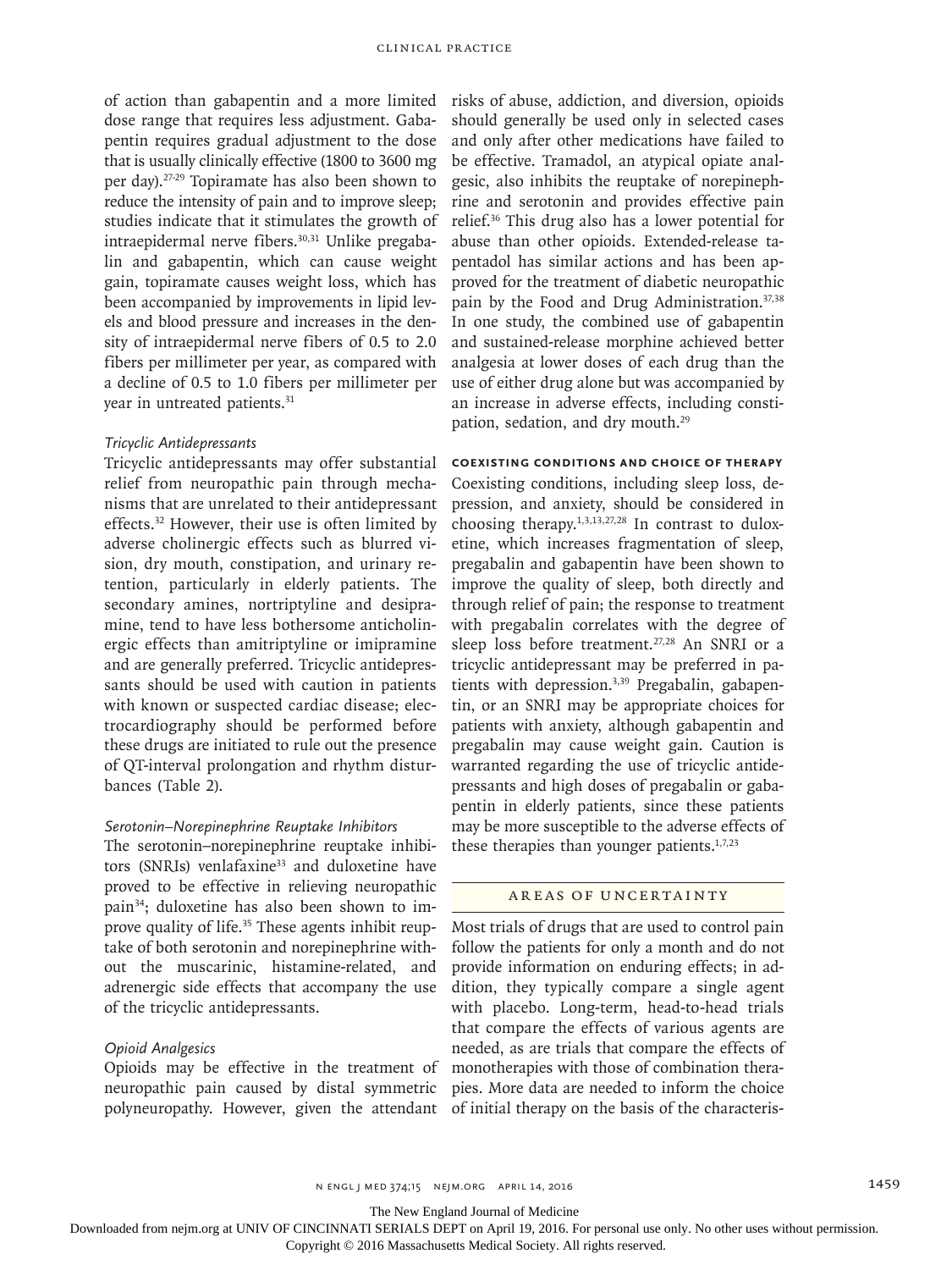of action than gabapentin and a more limited dose range that requires less adjustment. Gabapentin requires gradual adjustment to the dose that is usually clinically effective (1800 to 3600 mg per day).[27-29] Topiramate has also been shown to reduce the intensity of pain and to improve sleep; studies indicate that it stimulates the growth of intraepidermal nerve fibers.[30,31] Unlike pregabalin and gabapentin, which can cause weight gain, topiramate causes weight loss, which has been accompanied by improvements in lipid levels and blood pressure and increases in the density of intraepidermal nerve fibers of 0.5 to 2.0 fibers per millimeter per year, as compared with a decline of 0.5 to 1.0 fibers per millimeter per year in untreated patients.[31]

#### *Tricyclic Antidepressants*

Tricyclic antidepressants may offer substantial relief from neuropathic pain through mechanisms that are unrelated to their antidepressant effects.[32] However, their use is often limited by adverse cholinergic effects such as blurred vision, dry mouth, constipation, and urinary retention, particularly in elderly patients. The secondary amines, nortriptyline and desipramine, tend to have less bothersome anticholinergic effects than amitriptyline or imipramine and are generally preferred. Tricyclic antidepressants should be used with caution in patients with known or suspected cardiac disease; electrocardiography should be performed before these drugs are initiated to rule out the presence of QT-interval prolongation and rhythm disturbances (Table 2).

#### *Serotonin–Norepinephrine Reuptake Inhibitors*

The serotonin–norepinephrine reuptake inhibitors (SNRIs) venlafaxine[33] and duloxetine have proved to be effective in relieving neuropathic pain[34]; duloxetine has also been shown to improve quality of life.[35] These agents inhibit reuptake of both serotonin and norepinephrine without the muscarinic, histamine-related, and adrenergic side effects that accompany the use of the tricyclic antidepressants.

#### *Opioid Analgesics*

Opioids may be effective in the treatment of neuropathic pain caused by distal symmetric polyneuropathy. However, given the attendant risks of abuse, addiction, and diversion, opioids should generally be used only in selected cases and only after other medications have failed to be effective. Tramadol, an atypical opiate analgesic, also inhibits the reuptake of norepinephrine and serotonin and provides effective pain relief.[36] This drug also has a lower potential for abuse than other opioids. Extended-release tapentadol has similar actions and has been approved for the treatment of diabetic neuropathic pain by the Food and Drug Administration.[37,38] In one study, the combined use of gabapentin and sustained-release morphine achieved better analgesia at lower doses of each drug than the use of either drug alone but was accompanied by an increase in adverse effects, including constipation, sedation, and dry mouth.[29]

### COEXISTING CONDITIONS AND CHOICE OF THERAPY

Coexisting conditions, including sleep loss, depression, and anxiety, should be considered in choosing therapy.[1,3,13,27,28] In contrast to duloxetine, which increases fragmentation of sleep, pregabalin and gabapentin have been shown to improve the quality of sleep, both directly and through relief of pain; the response to treatment with pregabalin correlates with the degree of sleep loss before treatment.[27,28] An SNRI or a tricyclic antidepressant may be preferred in patients with depression.[3,39] Pregabalin, gabapentin, or an SNRI may be appropriate choices for patients with anxiety, although gabapentin and pregabalin may cause weight gain. Caution is warranted regarding the use of tricyclic antidepressants and high doses of pregabalin or gabapentin in elderly patients, since these patients may be more susceptible to the adverse effects of these therapies than younger patients.[1,7,23]

## AREAS OF UNCERTAINTY

Most trials of drugs that are used to control pain follow the patients for only a month and do not provide information on enduring effects; in addition, they typically compare a single agent with placebo. Long-term, head-to-head trials that compare the effects of various agents are needed, as are trials that compare the effects of monotherapies with those of combination therapies. More data are needed to inform the choice of initial therapy on the basis of the characteris-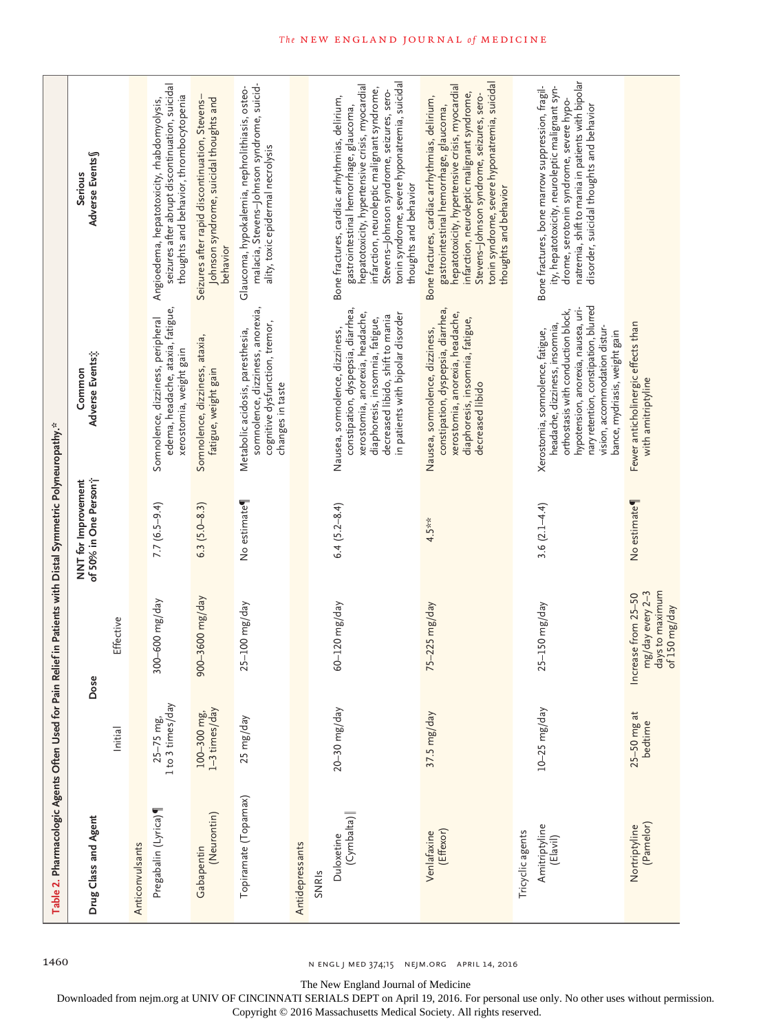**Table 2. Pharmacologic Agents Often Used for Pain Relief in Patients with Distal Symmetric Polyneuropathy.***

| Drug Class and Agent | Dose | | NNT for Improvement of 50% in One Person† | Common Adverse Events‡ | Serious Adverse Events§ |
|---|---|---|---|---|---|
| | Initial | Effective | | | |
| **Anticonvulsants** | | | | | |
| Pregabalin (Lyrica)¶ | 25–75 mg, 1 to 3 times/day | 300–600 mg/day | 7.7 (6.5–9.4) | Somnolence, dizziness, peripheral edema, headache, ataxia, fatigue, xerostomia, weight gain | Angioedema, hepatotoxicity, rhabdomyolysis, seizures after abrupt discontinuation, suicidal thoughts and behavior, thrombocytopenia |
| Gabapentin (Neurontin) | 100–300 mg, 1–3 times/day | 900–3600 mg/day | 6.3 (5.0–8.3) | Somnolence, dizziness, ataxia, fatigue, weight gain | Seizures after rapid discontinuation, Stevens–Johnson syndrome, suicidal thoughts and behavior |
| Topiramate (Topamax) | 25 mg/day | 25–100 mg/day | No estimate¶ | Metabolic acidosis, paresthesia, somnolence, dizziness, anorexia, cognitive dysfunction, tremor, changes in taste | Glaucoma, hypokalemia, nephrolithiasis, osteomalacia, Stevens–Johnson syndrome, suicidality, toxic epidermal necrolysis |
| **Antidepressants** | | | | | |
| SNRIs | | | | | |
| Duloxetine (Cymbalta)‖ | 20–30 mg/day | 60–120 mg/day | 6.4 (5.2–8.4) | Nausea, somnolence, dizziness, constipation, dyspepsia, diarrhea, xerostomia, anorexia, headache, diaphoresis, insomnia, fatigue, decreased libido, shift to mania in patients with bipolar disorder | Bone fractures, cardiac arrhythmias, delirium, gastrointestinal hemorrhage, glaucoma, hepatotoxicity, hypertensive crisis, myocardial infarction, neuroleptic malignant syndrome, Stevens–Johnson syndrome, seizures, serotonin syndrome, severe hyponatremia, suicidal thoughts and behavior |
| Venlafaxine (Effexor) | 37.5 mg/day | 75–225 mg/day | 4.5** | Nausea, somnolence, dizziness, constipation, dyspepsia, diarrhea, xerostomia, anorexia, headache, diaphoresis, insomnia, fatigue, decreased libido | Bone fractures, cardiac arrhythmias, delirium, gastrointestinal hemorrhage, glaucoma, hepatotoxicity, hypertensive crisis, myocardial infarction, neuroleptic malignant syndrome, Stevens–Johnson syndrome, seizures, serotonin syndrome, severe hyponatremia, suicidal thoughts and behavior |
| Tricyclic agents | | | | | |
| Amitriptyline (Elavil) | 10–25 mg/day | 25–150 mg/day | 3.6 (2.1–4.4) | Xerostomia, somnolence, fatigue, headache, dizziness, insomnia, orthostasis with conduction block, hypotension, anorexia, nausea, urinary retention, constipation, blurred vision, accommodation disturbance, mydriasis, weight gain | Bone fractures, bone marrow suppression, fragility, hepatotoxicity, neuroleptic malignant syndrome, serotonin syndrome, severe hyponatremia, shift to mania in patients with bipolar disorder, suicidal thoughts and behavior |
| Nortriptyline (Pamelor) | 25–50 mg at bedtime | Increase from 25–50 mg/day every 2–3 days to maximum of 150 mg/day | No estimate¶ | Fewer anticholinergic effects than with amitriptyline | |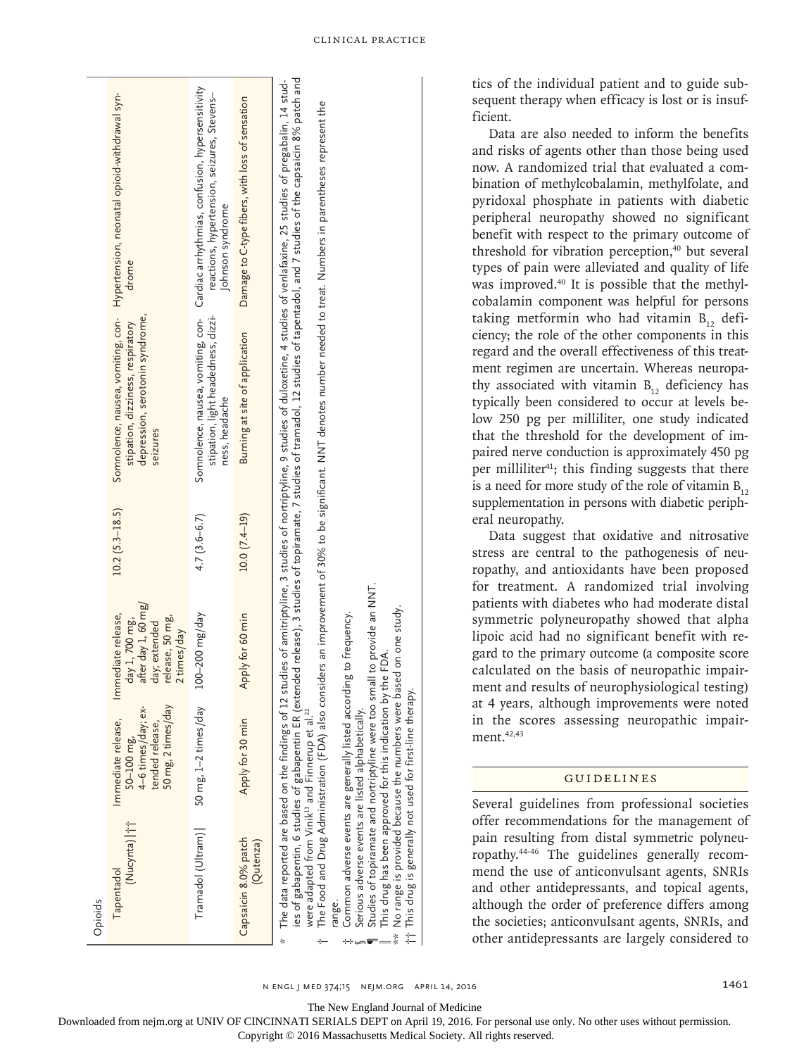| Opioids | | | | | |
|---|---|---|---|---|---|
| Tapentadol (Nucynta)‖†† | Immediate release, 50–100 mg, 4–6 times/day; extended release, 50 mg, 2 times/day | Immediate release, day 1, 700 mg, after day 1, 60 mg/day; extended release, 50 mg, 2 times/day | 10.2 (5.3–18.5) | Somnolence, nausea, vomiting, constipation, dizziness, respiratory depression, serotonin syndrome, seizures | Hypertension, neonatal opioid-withdrawal syndrome |
| Tramadol (Ultram)‖ | 50 mg, 1–2 times/day | 100–200 mg/day | 4.7 (3.6–6.7) | Somnolence, nausea, vomiting, constipation, light headedness, dizziness, headache | Cardiac arrhythmias, confusion, hypersensitivity reactions, hypertension, seizures, Stevens–Johnson syndrome |
| Capsaicin 8.0% patch (Qutenza) | Apply for 30 min | Apply for 60 min | 10.0 (7.4–19) | Burning at site of application | Damage to C-type fibers, with loss of sensation |

\* The data reported are based on the findings of 12 studies of amitriptyline, 3 studies of nortriptyline, 9 studies of duloxetine, 4 studies of venlafaxine, 25 studies of pregabalin, 14 studies of gabapentin, 6 studies of gabapentin ER (extended release), 3 studies of topiramate, 7 studies of tramadol, 12 studies of tapentadol, and 7 studies of the capsaicin 8% patch and were adapted from Vinik[13] and Finnerup et al.[22]

† The Food and Drug Administration (FDA) also considers an improvement of 30% to be significant. NNT denotes number needed to treat. Numbers in parentheses represent the range.

‡ Common adverse events are generally listed according to frequency.

§ Serious adverse events are listed alphabetically.

¶ Studies of topiramate and nortriptyline were too small to provide an NNT.

‖ This drug has been approved for this indication by the FDA.

\** No range is provided because the numbers were based on one study.

†† This drug is generally not used for first-line therapy.

tics of the individual patient and to guide subsequent therapy when efficacy is lost or is insufficient.

Data are also needed to inform the benefits and risks of agents other than those being used now. A randomized trial that evaluated a combination of methylcobalamin, methylfolate, and pyridoxal phosphate in patients with diabetic peripheral neuropathy showed no significant benefit with respect to the primary outcome of threshold for vibration perception,[40] but several types of pain were alleviated and quality of life was improved.[40] It is possible that the methylcobalamin component was helpful for persons taking metformin who had vitamin $B_{12}$ deficiency; the role of the other components in this regard and the overall effectiveness of this treatment regimen are uncertain. Whereas neuropathy associated with vitamin $B_{12}$ deficiency has typically been considered to occur at levels below 250 pg per milliliter, one study indicated that the threshold for the development of impaired nerve conduction is approximately 450 pg per milliliter[41]; this finding suggests that there is a need for more study of the role of vitamin $B_{12}$ supplementation in persons with diabetic peripheral neuropathy.

Data suggest that oxidative and nitrosative stress are central to the pathogenesis of neuropathy, and antioxidants have been proposed for treatment. A randomized trial involving patients with diabetes who had moderate distal symmetric polyneuropathy showed that alpha lipoic acid had no significant benefit with regard to the primary outcome (a composite score calculated on the basis of neuropathic impairment and results of neurophysiological testing) at 4 years, although improvements were noted in the scores assessing neuropathic impairment.[42,43]

## GUIDELINES

Several guidelines from professional societies offer recommendations for the management of pain resulting from distal symmetric polyneuropathy.[44-46] The guidelines generally recommend the use of anticonvulsant agents, SNRIs and other antidepressants, and topical agents, although the order of preference differs among the societies; anticonvulsant agents, SNRIs, and other antidepressants are largely considered to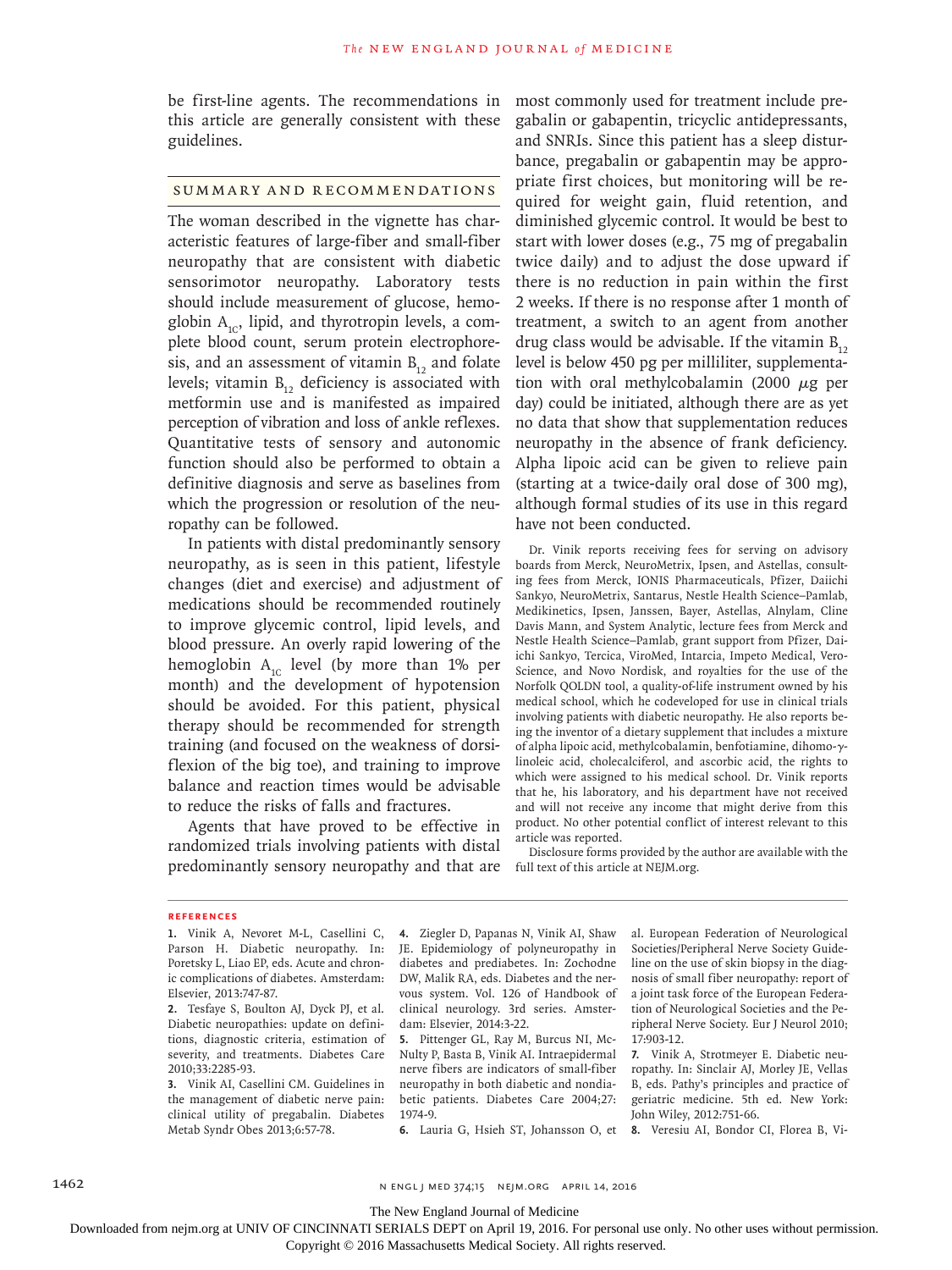be first-line agents. The recommendations in this article are generally consistent with these guidelines.

## Summary and Recommendations

The woman described in the vignette has characteristic features of large-fiber and small-fiber neuropathy that are consistent with diabetic sensorimotor neuropathy. Laboratory tests should include measurement of glucose, hemoglobin $A_{1C}$, lipid, and thyrotropin levels, a complete blood count, serum protein electrophoresis, and an assessment of vitamin $B_{12}$ and folate levels; vitamin $B_{12}$ deficiency is associated with metformin use and is manifested as impaired perception of vibration and loss of ankle reflexes. Quantitative tests of sensory and autonomic function should also be performed to obtain a definitive diagnosis and serve as baselines from which the progression or resolution of the neuropathy can be followed.

In patients with distal predominantly sensory neuropathy, as is seen in this patient, lifestyle changes (diet and exercise) and adjustment of medications should be recommended routinely to improve glycemic control, lipid levels, and blood pressure. An overly rapid lowering of the hemoglobin $A_{1C}$ level (by more than 1% per month) and the development of hypotension should be avoided. For this patient, physical therapy should be recommended for strength training (and focused on the weakness of dorsiflexion of the big toe), and training to improve balance and reaction times would be advisable to reduce the risks of falls and fractures.

Agents that have proved to be effective in randomized trials involving patients with distal predominantly sensory neuropathy and that are most commonly used for treatment include pregabalin or gabapentin, tricyclic antidepressants, and SNRIs. Since this patient has a sleep disturbance, pregabalin or gabapentin may be appropriate first choices, but monitoring will be required for weight gain, fluid retention, and diminished glycemic control. It would be best to start with lower doses (e.g., 75 mg of pregabalin twice daily) and to adjust the dose upward if there is no reduction in pain within the first 2 weeks. If there is no response after 1 month of treatment, a switch to an agent from another drug class would be advisable. If the vitamin $B_{12}$ level is below 450 pg per milliliter, supplementation with oral methylcobalamin (2000 $\mu$g per day) could be initiated, although there are as yet no data that show that supplementation reduces neuropathy in the absence of frank deficiency. Alpha lipoic acid can be given to relieve pain (starting at a twice-daily oral dose of 300 mg), although formal studies of its use in this regard have not been conducted.

Dr. Vinik reports receiving fees for serving on advisory boards from Merck, NeuroMetrix, Ipsen, and Astellas, consulting fees from Merck, IONIS Pharmaceuticals, Pfizer, Daiichi Sankyo, NeuroMetrix, Santarus, Nestle Health Science–Pamlab, Medikinetics, Ipsen, Janssen, Bayer, Astellas, Alnylam, Cline Davis Mann, and System Analytic, lecture fees from Merck and Nestle Health Science–Pamlab, grant support from Pfizer, Daiichi Sankyo, Tercica, ViroMed, Intarcia, Impeto Medical, VeroScience, and Novo Nordisk, and royalties for the use of the Norfolk QOLDN tool, a quality-of-life instrument owned by his medical school, which he codeveloped for use in clinical trials involving patients with diabetic neuropathy. He also reports being the inventor of a dietary supplement that includes a mixture of alpha lipoic acid, methylcobalamin, benfotiamine, dihomo-γ-linoleic acid, cholecalciferol, and ascorbic acid, the rights to which were assigned to his medical school. Dr. Vinik reports that he, his laboratory, and his department have not received and will not receive any income that might derive from this product. No other potential conflict of interest relevant to this article was reported.

Disclosure forms provided by the author are available with the full text of this article at NEJM.org.

## References

1. Vinik A, Nevoret M-L, Casellini C, Parson H. Diabetic neuropathy. In: Poretsky L, Liao EP, eds. Acute and chronic complications of diabetes. Amsterdam: Elsevier, 2013:747-87.
2. Tesfaye S, Boulton AJ, Dyck PJ, et al. Diabetic neuropathies: update on definitions, diagnostic criteria, estimation of severity, and treatments. Diabetes Care 2010;33:2285-93.
3. Vinik AI, Casellini CM. Guidelines in the management of diabetic nerve pain: clinical utility of pregabalin. Diabetes Metab Syndr Obes 2013;6:57-78.
4. Ziegler D, Papanas N, Vinik AI, Shaw JE. Epidemiology of polyneuropathy in diabetes and prediabetes. In: Zochodne DW, Malik RA, eds. Diabetes and the nervous system. Vol. 126 of Handbook of clinical neurology. 3rd series. Amsterdam: Elsevier, 2014:3-22.
5. Pittenger GL, Ray M, Burcus NI, McNulty P, Basta B, Vinik AI. Intraepidermal nerve fibers are indicators of small-fiber neuropathy in both diabetic and nondiabetic patients. Diabetes Care 2004;27:1974-9.
6. Lauria G, Hsieh ST, Johansson O, et al. European Federation of Neurological Societies/Peripheral Nerve Society Guideline on the use of skin biopsy in the diagnosis of small fiber neuropathy: report of a joint task force of the European Federation of Neurological Societies and the Peripheral Nerve Society. Eur J Neurol 2010;17:903-12.
7. Vinik A, Strotmeyer E. Diabetic neuropathy. In: Sinclair AJ, Morley JE, Vellas B, eds. Pathy's principles and practice of geriatric medicine. 5th ed. New York: John Wiley, 2012:751-66.
8. Veresiu AI, Bondor CI, Florea B, Vi-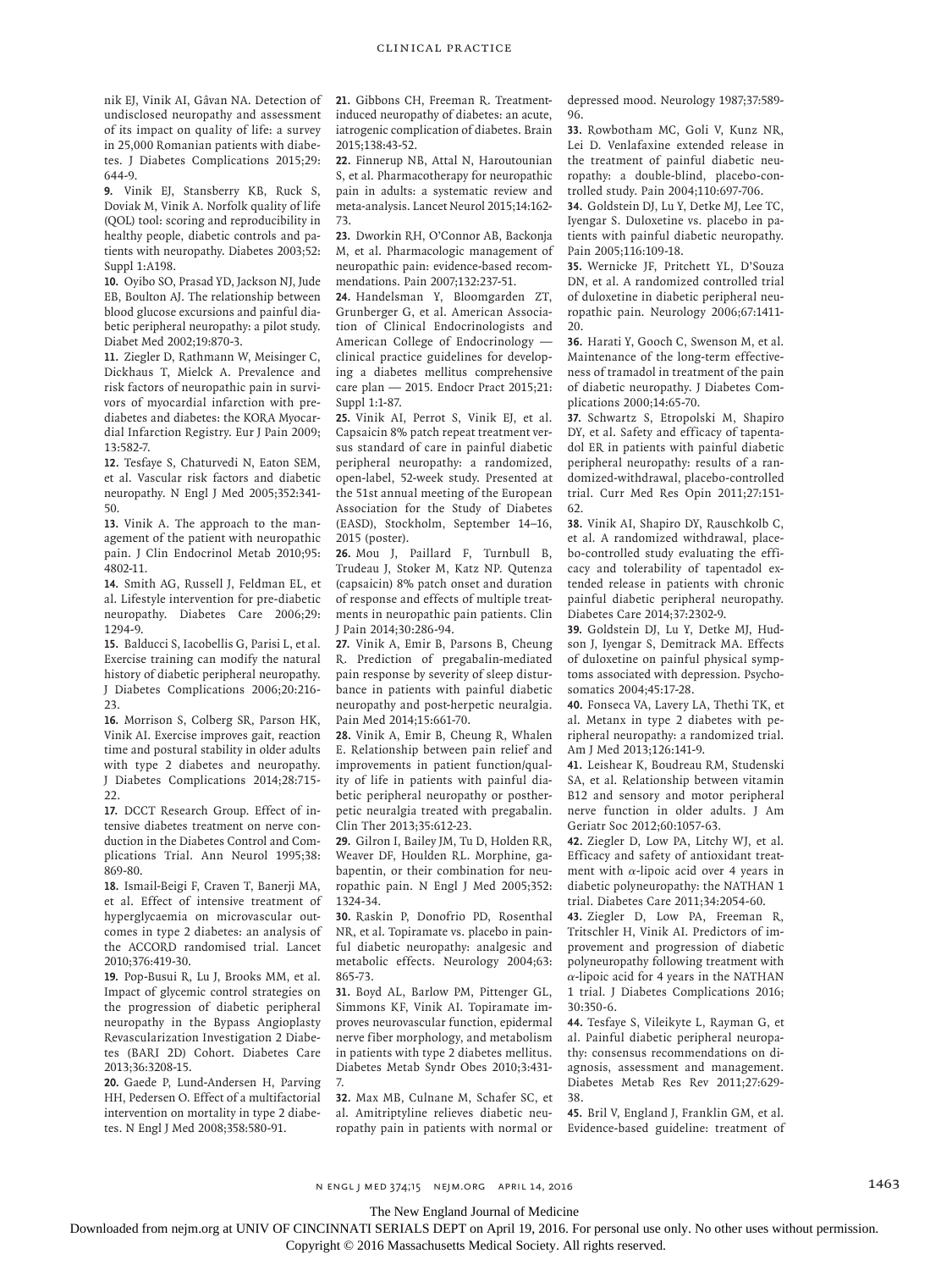nik EJ, Vinik AI, Gâvan NA. Detection of undisclosed neuropathy and assessment of its impact on quality of life: a survey in 25,000 Romanian patients with diabetes. J Diabetes Complications 2015;29:644-9.

**9.** Vinik EJ, Stansberry KB, Ruck S, Doviak M, Vinik A. Norfolk quality of life (QOL) tool: scoring and reproducibility in healthy people, diabetic controls and patients with neuropathy. Diabetes 2003;52:Suppl 1:A198.

**10.** Oyibo SO, Prasad YD, Jackson NJ, Jude EB, Boulton AJ. The relationship between blood glucose excursions and painful diabetic peripheral neuropathy: a pilot study. Diabet Med 2002;19:870-3.

**11.** Ziegler D, Rathmann W, Meisinger C, Dickhaus T, Mielck A. Prevalence and risk factors of neuropathic pain in survivors of myocardial infarction with prediabetes and diabetes: the KORA Myocardial Infarction Registry. Eur J Pain 2009;13:582-7.

**12.** Tesfaye S, Chaturvedi N, Eaton SEM, et al. Vascular risk factors and diabetic neuropathy. N Engl J Med 2005;352:341-50.

**13.** Vinik A. The approach to the management of the patient with neuropathic pain. J Clin Endocrinol Metab 2010;95:4802-11.

**14.** Smith AG, Russell J, Feldman EL, et al. Lifestyle intervention for pre-diabetic neuropathy. Diabetes Care 2006;29:1294-9.

**15.** Balducci S, Iacobellis G, Parisi L, et al. Exercise training can modify the natural history of diabetic peripheral neuropathy. J Diabetes Complications 2006;20:216-23.

**16.** Morrison S, Colberg SR, Parson HK, Vinik AI. Exercise improves gait, reaction time and postural stability in older adults with type 2 diabetes and neuropathy. J Diabetes Complications 2014;28:715-22.

**17.** DCCT Research Group. Effect of intensive diabetes treatment on nerve conduction in the Diabetes Control and Complications Trial. Ann Neurol 1995;38:869-80.

**18.** Ismail-Beigi F, Craven T, Banerji MA, et al. Effect of intensive treatment of hyperglycaemia on microvascular outcomes in type 2 diabetes: an analysis of the ACCORD randomised trial. Lancet 2010;376:419-30.

**19.** Pop-Busui R, Lu J, Brooks MM, et al. Impact of glycemic control strategies on the progression of diabetic peripheral neuropathy in the Bypass Angioplasty Revascularization Investigation 2 Diabetes (BARI 2D) Cohort. Diabetes Care 2013;36:3208-15.

**20.** Gaede P, Lund-Andersen H, Parving HH, Pedersen O. Effect of a multifactorial intervention on mortality in type 2 diabetes. N Engl J Med 2008;358:580-91.

**21.** Gibbons CH, Freeman R. Treatment-induced neuropathy of diabetes: an acute, iatrogenic complication of diabetes. Brain 2015;138:43-52.

**22.** Finnerup NB, Attal N, Haroutounian S, et al. Pharmacotherapy for neuropathic pain in adults: a systematic review and meta-analysis. Lancet Neurol 2015;14:162-73.

**23.** Dworkin RH, O'Connor AB, Backonja M, et al. Pharmacologic management of neuropathic pain: evidence-based recommendations. Pain 2007;132:237-51.

**24.** Handelsman Y, Bloomgarden ZT, Grunberger G, et al. American Association of Clinical Endocrinologists and American College of Endocrinology — clinical practice guidelines for developing a diabetes mellitus comprehensive care plan — 2015. Endocr Pract 2015;21:Suppl 1:1-87.

**25.** Vinik AI, Perrot S, Vinik EJ, et al. Capsaicin 8% patch repeat treatment versus standard of care in painful diabetic peripheral neuropathy: a randomized, open-label, 52-week study. Presented at the 51st annual meeting of the European Association for the Study of Diabetes (EASD), Stockholm, September 14–16, 2015 (poster).

**26.** Mou J, Paillard F, Turnbull B, Trudeau J, Stoker M, Katz NP. Qutenza (capsaicin) 8% patch onset and duration of response and effects of multiple treatments in neuropathic pain patients. Clin J Pain 2014;30:286-94.

**27.** Vinik A, Emir B, Parsons B, Cheung R. Prediction of pregabalin-mediated pain response by severity of sleep disturbance in patients with painful diabetic neuropathy and post-herpetic neuralgia. Pain Med 2014;15:661-70.

**28.** Vinik A, Emir B, Cheung R, Whalen E. Relationship between pain relief and improvements in patient function/quality of life in patients with painful diabetic peripheral neuropathy or postherpetic neuralgia treated with pregabalin. Clin Ther 2013;35:612-23.

**29.** Gilron I, Bailey JM, Tu D, Holden RR, Weaver DF, Houlden RL. Morphine, gabapentin, or their combination for neuropathic pain. N Engl J Med 2005;352:1324-34.

**30.** Raskin P, Donofrio PD, Rosenthal NR, et al. Topiramate vs. placebo in painful diabetic neuropathy: analgesic and metabolic effects. Neurology 2004;63:865-73.

**31.** Boyd AL, Barlow PM, Pittenger GL, Simmons KF, Vinik AI. Topiramate improves neurovascular function, epidermal nerve fiber morphology, and metabolism in patients with type 2 diabetes mellitus. Diabetes Metab Syndr Obes 2010;3:431-7.

**32.** Max MB, Culnane M, Schafer SC, et al. Amitriptyline relieves diabetic neuropathy pain in patients with normal or depressed mood. Neurology 1987;37:589-96.

**33.** Rowbotham MC, Goli V, Kunz NR, Lei D. Venlafaxine extended release in the treatment of painful diabetic neuropathy: a double-blind, placebo-controlled study. Pain 2004;110:697-706.

**34.** Goldstein DJ, Lu Y, Detke MJ, Lee TC, Iyengar S. Duloxetine vs. placebo in patients with painful diabetic neuropathy. Pain 2005;116:109-18.

**35.** Wernicke JF, Pritchett YL, D'Souza DN, et al. A randomized controlled trial of duloxetine in diabetic peripheral neuropathic pain. Neurology 2006;67:1411-20.

**36.** Harati Y, Gooch C, Swenson M, et al. Maintenance of the long-term effectiveness of tramadol in treatment of the pain of diabetic neuropathy. J Diabetes Complications 2000;14:65-70.

**37.** Schwartz S, Etropolski M, Shapiro DY, et al. Safety and efficacy of tapentadol ER in patients with painful diabetic peripheral neuropathy: results of a randomized-withdrawal, placebo-controlled trial. Curr Med Res Opin 2011;27:151-62.

**38.** Vinik AI, Shapiro DY, Rauschkolb C, et al. A randomized withdrawal, placebo-controlled study evaluating the efficacy and tolerability of tapentadol extended release in patients with chronic painful diabetic peripheral neuropathy. Diabetes Care 2014;37:2302-9.

**39.** Goldstein DJ, Lu Y, Detke MJ, Hudson J, Iyengar S, Demitrack MA. Effects of duloxetine on painful physical symptoms associated with depression. Psychosomatics 2004;45:17-28.

**40.** Fonseca VA, Lavery LA, Thethi TK, et al. Metanx in type 2 diabetes with peripheral neuropathy: a randomized trial. Am J Med 2013;126:141-9.

**41.** Leishear K, Boudreau RM, Studenski SA, et al. Relationship between vitamin B12 and sensory and motor peripheral nerve function in older adults. J Am Geriatr Soc 2012;60:1057-63.

**42.** Ziegler D, Low PA, Litchy WJ, et al. Efficacy and safety of antioxidant treatment with $\alpha$-lipoic acid over 4 years in diabetic polyneuropathy: the NATHAN 1 trial. Diabetes Care 2011;34:2054-60.

**43.** Ziegler D, Low PA, Freeman R, Tritschler H, Vinik AI. Predictors of improvement and progression of diabetic polyneuropathy following treatment with $\alpha$-lipoic acid for 4 years in the NATHAN 1 trial. J Diabetes Complications 2016;30:350-6.

**44.** Tesfaye S, Vileikyte L, Rayman G, et al. Painful diabetic peripheral neuropathy: consensus recommendations on diagnosis, assessment and management. Diabetes Metab Res Rev 2011;27:629-38.

**45.** Bril V, England J, Franklin GM, et al. Evidence-based guideline: treatment of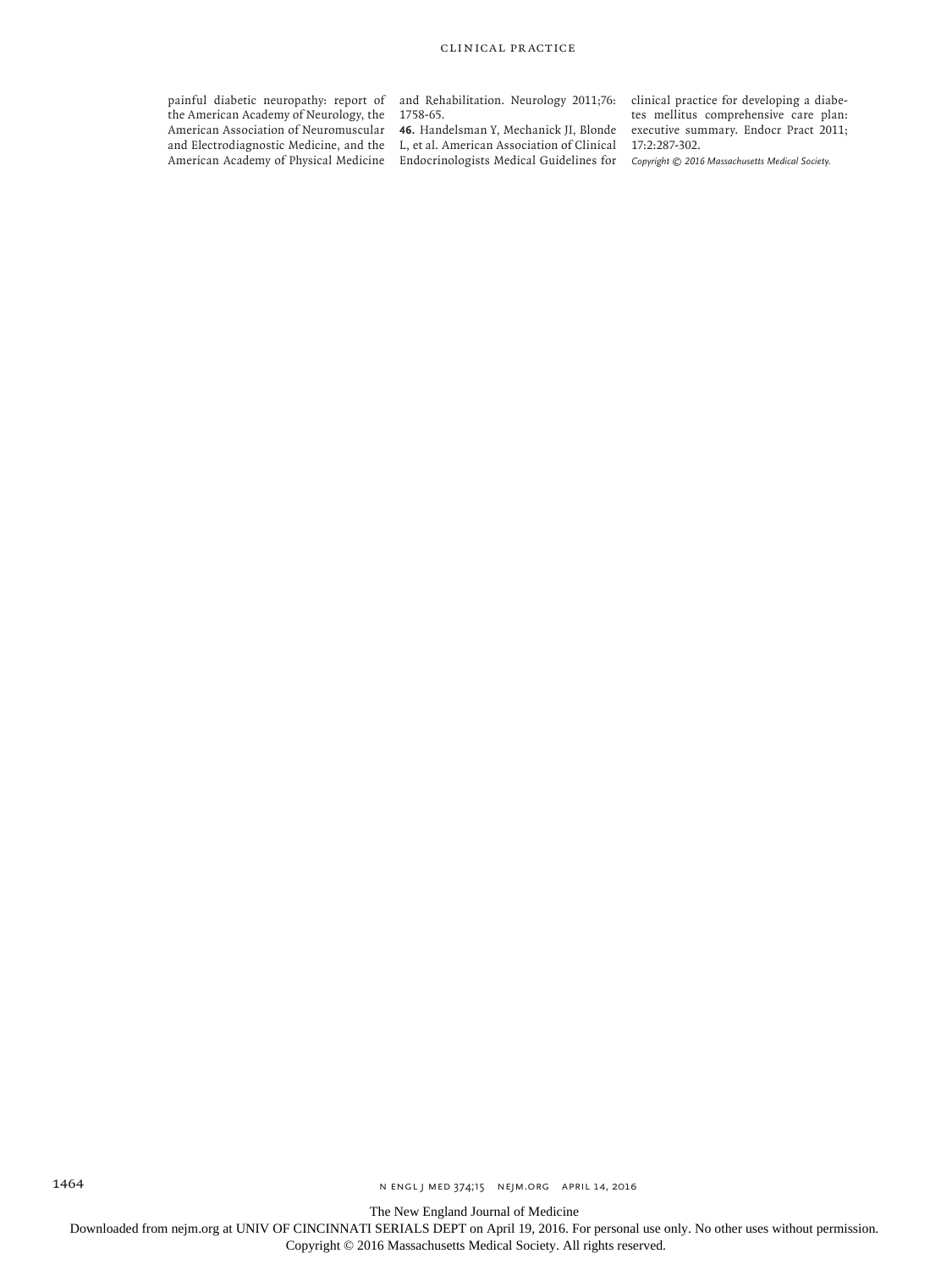painful diabetic neuropathy: report of the American Academy of Neurology, the American Association of Neuromuscular and Electrodiagnostic Medicine, and the American Academy of Physical Medicine and Rehabilitation. Neurology 2011;76:1758-65.

**46.** Handelsman Y, Mechanick JI, Blonde L, et al. American Association of Clinical Endocrinologists Medical Guidelines for clinical practice for developing a diabetes mellitus comprehensive care plan: executive summary. Endocr Pract 2011;17:2:287-302.

*Copyright © 2016 Massachusetts Medical Society.*